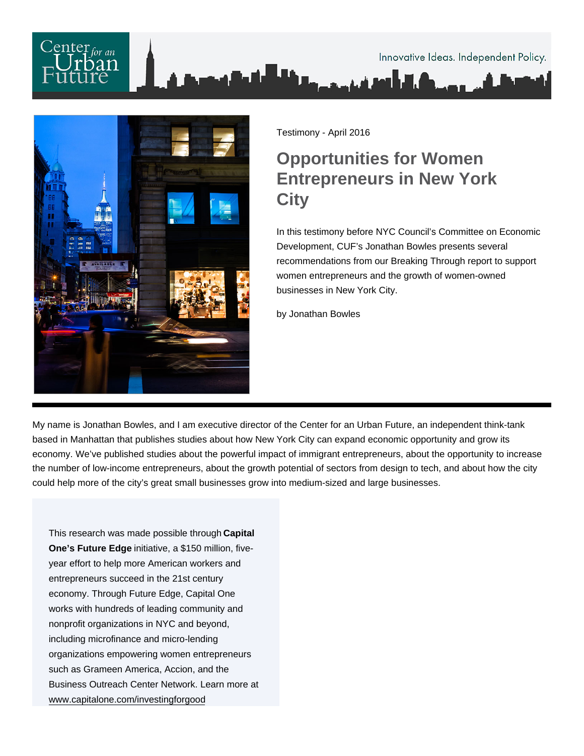Testimony - April 2016

# Opportunities for Women Entrepreneurs in New York City

In this testimony before NYC Council's Committee on Economic Development, CUF's Jonathan Bowles presents several recommendations from our Breaking Through report to support women entrepreneurs and the growth of women-owned businesses in New York City.

by Jonathan Bowles

---

My name is Jonathan Bowles, and I am executive director of the Center for an Urban Future, an independent think-tank based in Manhattan that publishes studies about how New York City can expand economic opportunity and grow its economy. We've published studies about the powerful impact of immigrant entrepreneurs, about the opportunity to increase the number of low-income entrepreneurs, about the growth potential of sectors from design to tech, and about how the city could help more of the city's great small businesses grow into medium-sized and large businesses.

> This research was made possible through **Capital One's Future Edge** initiative, a $150 million, five-year effort to help more American workers and entrepreneurs succeed in the 21st century economy. Through Future Edge, Capital One works with hundreds of leading community and nonprofit organizations in NYC and beyond, including microfinance and micro-lending organizations empowering women entrepreneurs such as Grameen America, Accion, and the Business Outreach Center Network. Learn more at www.capitalone.com/investingforgood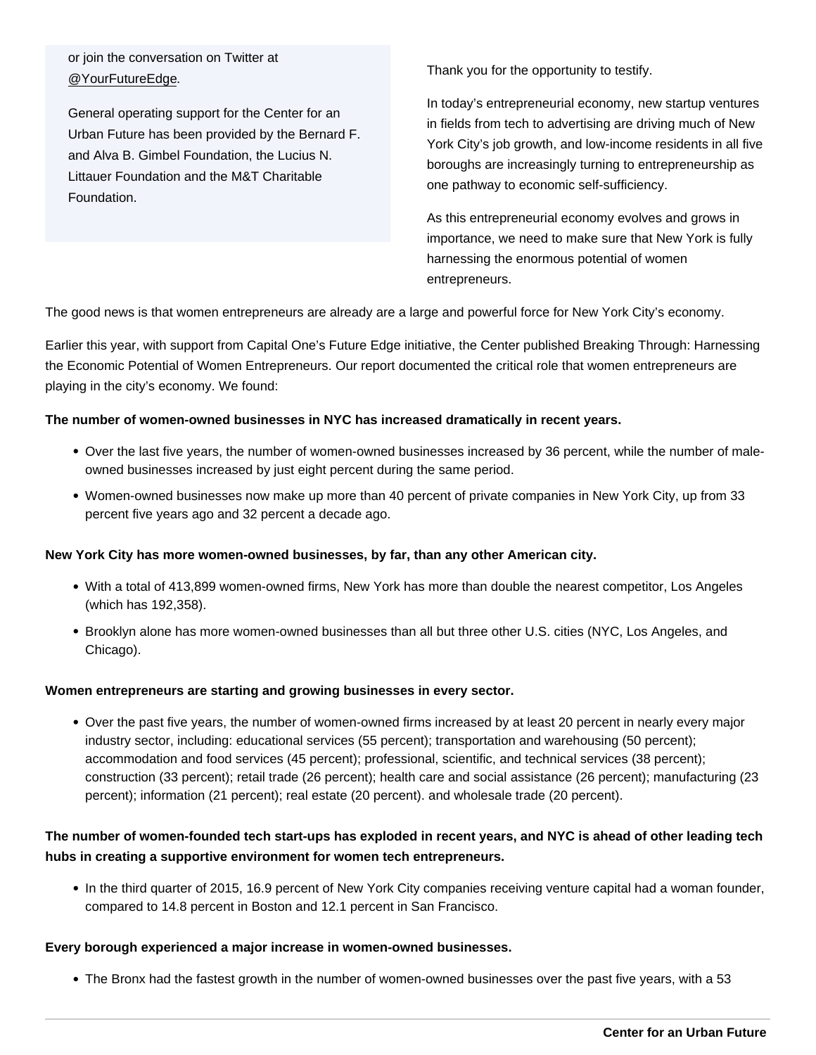or join the conversation on Twitter at @YourFutureEdge.

General operating support for the Center for an Urban Future has been provided by the Bernard F. and Alva B. Gimbel Foundation, the Lucius N. Littauer Foundation and the M&T Charitable Foundation.

Thank you for the opportunity to testify.

In today's entrepreneurial economy, new startup ventures in fields from tech to advertising are driving much of New York City's job growth, and low-income residents in all five boroughs are increasingly turning to entrepreneurship as one pathway to economic self-sufficiency.

As this entrepreneurial economy evolves and grows in importance, we need to make sure that New York is fully harnessing the enormous potential of women entrepreneurs.

The good news is that women entrepreneurs are already are a large and powerful force for New York City's economy.

Earlier this year, with support from Capital One's Future Edge initiative, the Center published Breaking Through: Harnessing the Economic Potential of Women Entrepreneurs. Our report documented the critical role that women entrepreneurs are playing in the city's economy. We found:

**The number of women-owned businesses in NYC has increased dramatically in recent years.**

- Over the last five years, the number of women-owned businesses increased by 36 percent, while the number of male-owned businesses increased by just eight percent during the same period.
- Women-owned businesses now make up more than 40 percent of private companies in New York City, up from 33 percent five years ago and 32 percent a decade ago.

**New York City has more women-owned businesses, by far, than any other American city.**

- With a total of 413,899 women-owned firms, New York has more than double the nearest competitor, Los Angeles (which has 192,358).
- Brooklyn alone has more women-owned businesses than all but three other U.S. cities (NYC, Los Angeles, and Chicago).

**Women entrepreneurs are starting and growing businesses in every sector.**

- Over the past five years, the number of women-owned firms increased by at least 20 percent in nearly every major industry sector, including: educational services (55 percent); transportation and warehousing (50 percent); accommodation and food services (45 percent); professional, scientific, and technical services (38 percent); construction (33 percent); retail trade (26 percent); health care and social assistance (26 percent); manufacturing (23 percent); information (21 percent); real estate (20 percent). and wholesale trade (20 percent).

**The number of women-founded tech start-ups has exploded in recent years, and NYC is ahead of other leading tech hubs in creating a supportive environment for women tech entrepreneurs.**

- In the third quarter of 2015, 16.9 percent of New York City companies receiving venture capital had a woman founder, compared to 14.8 percent in Boston and 12.1 percent in San Francisco.

**Every borough experienced a major increase in women-owned businesses.**

- The Bronx had the fastest growth in the number of women-owned businesses over the past five years, with a 53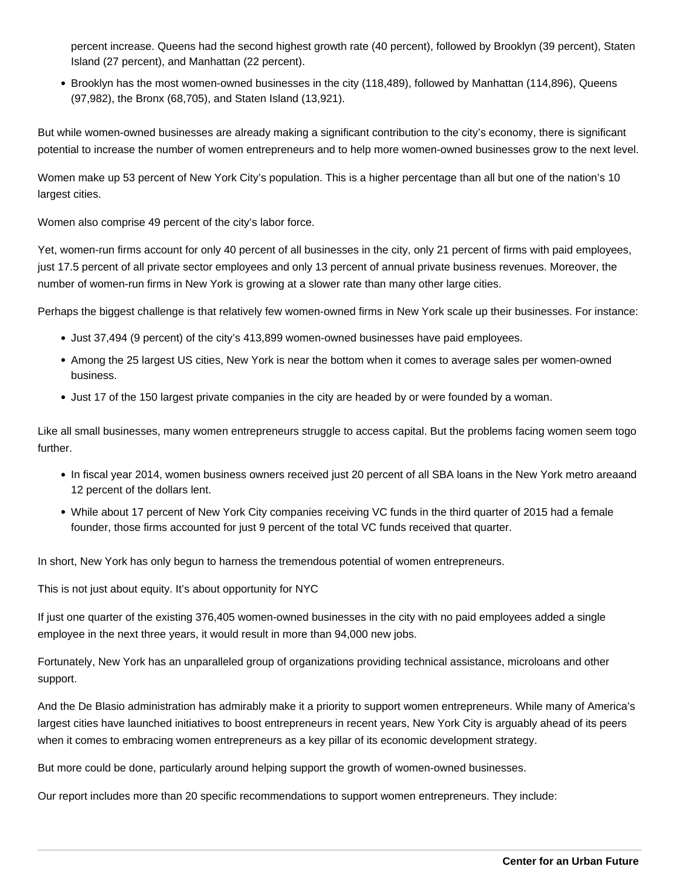percent increase. Queens had the second highest growth rate (40 percent), followed by Brooklyn (39 percent), Staten Island (27 percent), and Manhattan (22 percent).

- Brooklyn has the most women-owned businesses in the city (118,489), followed by Manhattan (114,896), Queens (97,982), the Bronx (68,705), and Staten Island (13,921).

But while women-owned businesses are already making a significant contribution to the city's economy, there is significant potential to increase the number of women entrepreneurs and to help more women-owned businesses grow to the next level.

Women make up 53 percent of New York City's population. This is a higher percentage than all but one of the nation's 10 largest cities.

Women also comprise 49 percent of the city's labor force.

Yet, women-run firms account for only 40 percent of all businesses in the city, only 21 percent of firms with paid employees, just 17.5 percent of all private sector employees and only 13 percent of annual private business revenues. Moreover, the number of women-run firms in New York is growing at a slower rate than many other large cities.

Perhaps the biggest challenge is that relatively few women-owned firms in New York scale up their businesses. For instance:

- Just 37,494 (9 percent) of the city's 413,899 women-owned businesses have paid employees.
- Among the 25 largest US cities, New York is near the bottom when it comes to average sales per women-owned business.
- Just 17 of the 150 largest private companies in the city are headed by or were founded by a woman.

Like all small businesses, many women entrepreneurs struggle to access capital. But the problems facing women seem togo further.

- In fiscal year 2014, women business owners received just 20 percent of all SBA loans in the New York metro areaand 12 percent of the dollars lent.
- While about 17 percent of New York City companies receiving VC funds in the third quarter of 2015 had a female founder, those firms accounted for just 9 percent of the total VC funds received that quarter.

In short, New York has only begun to harness the tremendous potential of women entrepreneurs.

This is not just about equity. It's about opportunity for NYC

If just one quarter of the existing 376,405 women-owned businesses in the city with no paid employees added a single employee in the next three years, it would result in more than 94,000 new jobs.

Fortunately, New York has an unparalleled group of organizations providing technical assistance, microloans and other support.

And the De Blasio administration has admirably make it a priority to support women entrepreneurs. While many of America's largest cities have launched initiatives to boost entrepreneurs in recent years, New York City is arguably ahead of its peers when it comes to embracing women entrepreneurs as a key pillar of its economic development strategy.

But more could be done, particularly around helping support the growth of women-owned businesses.

Our report includes more than 20 specific recommendations to support women entrepreneurs. They include: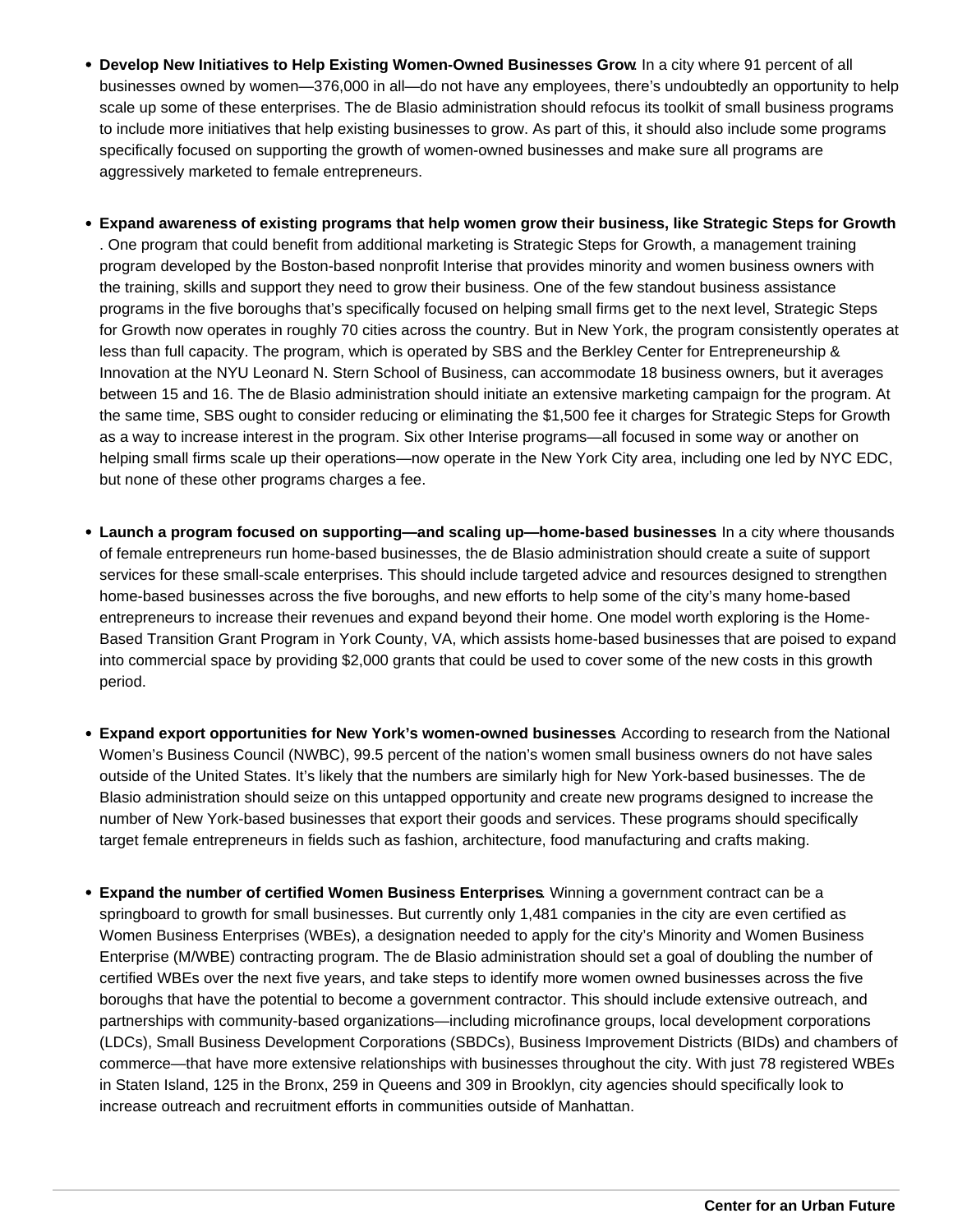- **Develop New Initiatives to Help Existing Women-Owned Businesses Grow**. In a city where 91 percent of all businesses owned by women—376,000 in all—do not have any employees, there's undoubtedly an opportunity to help scale up some of these enterprises. The de Blasio administration should refocus its toolkit of small business programs to include more initiatives that help existing businesses to grow. As part of this, it should also include some programs specifically focused on supporting the growth of women-owned businesses and make sure all programs are aggressively marketed to female entrepreneurs.

- **Expand awareness of existing programs that help women grow their business, like Strategic Steps for Growth**. One program that could benefit from additional marketing is Strategic Steps for Growth, a management training program developed by the Boston-based nonprofit Interise that provides minority and women business owners with the training, skills and support they need to grow their business. One of the few standout business assistance programs in the five boroughs that's specifically focused on helping small firms get to the next level, Strategic Steps for Growth now operates in roughly 70 cities across the country. But in New York, the program consistently operates at less than full capacity. The program, which is operated by SBS and the Berkley Center for Entrepreneurship & Innovation at the NYU Leonard N. Stern School of Business, can accommodate 18 business owners, but it averages between 15 and 16. The de Blasio administration should initiate an extensive marketing campaign for the program. At the same time, SBS ought to consider reducing or eliminating the $1,500 fee it charges for Strategic Steps for Growth as a way to increase interest in the program. Six other Interise programs—all focused in some way or another on helping small firms scale up their operations—now operate in the New York City area, including one led by NYC EDC, but none of these other programs charges a fee.

- **Launch a program focused on supporting—and scaling up—home-based businesses**. In a city where thousands of female entrepreneurs run home-based businesses, the de Blasio administration should create a suite of support services for these small-scale enterprises. This should include targeted advice and resources designed to strengthen home-based businesses across the five boroughs, and new efforts to help some of the city's many home-based entrepreneurs to increase their revenues and expand beyond their home. One model worth exploring is the Home-Based Transition Grant Program in York County, VA, which assists home-based businesses that are poised to expand into commercial space by providing $2,000 grants that could be used to cover some of the new costs in this growth period.

- **Expand export opportunities for New York's women-owned businesses**. According to research from the National Women's Business Council (NWBC), 99.5 percent of the nation's women small business owners do not have sales outside of the United States. It's likely that the numbers are similarly high for New York-based businesses. The de Blasio administration should seize on this untapped opportunity and create new programs designed to increase the number of New York-based businesses that export their goods and services. These programs should specifically target female entrepreneurs in fields such as fashion, architecture, food manufacturing and crafts making.

- **Expand the number of certified Women Business Enterprises**. Winning a government contract can be a springboard to growth for small businesses. But currently only 1,481 companies in the city are even certified as Women Business Enterprises (WBEs), a designation needed to apply for the city's Minority and Women Business Enterprise (M/WBE) contracting program. The de Blasio administration should set a goal of doubling the number of certified WBEs over the next five years, and take steps to identify more women owned businesses across the five boroughs that have the potential to become a government contractor. This should include extensive outreach, and partnerships with community-based organizations—including microfinance groups, local development corporations (LDCs), Small Business Development Corporations (SBDCs), Business Improvement Districts (BIDs) and chambers of commerce—that have more extensive relationships with businesses throughout the city. With just 78 registered WBEs in Staten Island, 125 in the Bronx, 259 in Queens and 309 in Brooklyn, city agencies should specifically look to increase outreach and recruitment efforts in communities outside of Manhattan.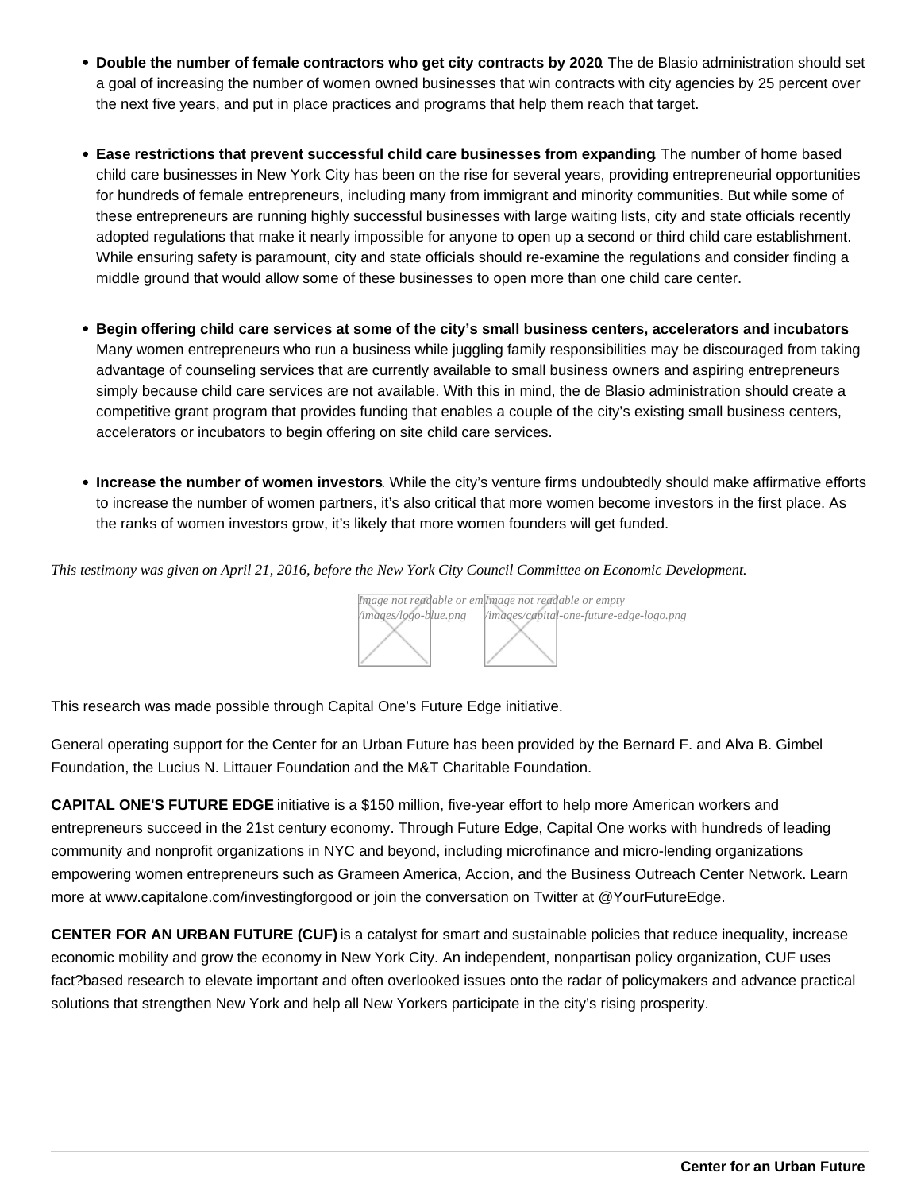- **Double the number of female contractors who get city contracts by 2020**. The de Blasio administration should set a goal of increasing the number of women owned businesses that win contracts with city agencies by 25 percent over the next five years, and put in place practices and programs that help them reach that target.

- **Ease restrictions that prevent successful child care businesses from expanding**. The number of home based child care businesses in New York City has been on the rise for several years, providing entrepreneurial opportunities for hundreds of female entrepreneurs, including many from immigrant and minority communities. But while some of these entrepreneurs are running highly successful businesses with large waiting lists, city and state officials recently adopted regulations that make it nearly impossible for anyone to open up a second or third child care establishment. While ensuring safety is paramount, city and state officials should re-examine the regulations and consider finding a middle ground that would allow some of these businesses to open more than one child care center.

- **Begin offering child care services at some of the city's small business centers, accelerators and incubators** Many women entrepreneurs who run a business while juggling family responsibilities may be discouraged from taking advantage of counseling services that are currently available to small business owners and aspiring entrepreneurs simply because child care services are not available. With this in mind, the de Blasio administration should create a competitive grant program that provides funding that enables a couple of the city's existing small business centers, accelerators or incubators to begin offering on site child care services.

- **Increase the number of women investors**. While the city's venture firms undoubtedly should make affirmative efforts to increase the number of women partners, it's also critical that more women become investors in the first place. As the ranks of women investors grow, it's likely that more women founders will get funded.

*This testimony was given on April 21, 2016, before the New York City Council Committee on Economic Development.*

This research was made possible through Capital One's Future Edge initiative.

General operating support for the Center for an Urban Future has been provided by the Bernard F. and Alva B. Gimbel Foundation, the Lucius N. Littauer Foundation and the M&T Charitable Foundation.

**CAPITAL ONE'S FUTURE EDGE** initiative is a $150 million, five-year effort to help more American workers and entrepreneurs succeed in the 21st century economy. Through Future Edge, Capital One works with hundreds of leading community and nonprofit organizations in NYC and beyond, including microfinance and micro-lending organizations empowering women entrepreneurs such as Grameen America, Accion, and the Business Outreach Center Network. Learn more at www.capitalone.com/investingforgood or join the conversation on Twitter at @YourFutureEdge.

**CENTER FOR AN URBAN FUTURE (CUF)** is a catalyst for smart and sustainable policies that reduce inequality, increase economic mobility and grow the economy in New York City. An independent, nonpartisan policy organization, CUF uses fact?based research to elevate important and often overlooked issues onto the radar of policymakers and advance practical solutions that strengthen New York and help all New Yorkers participate in the city's rising prosperity.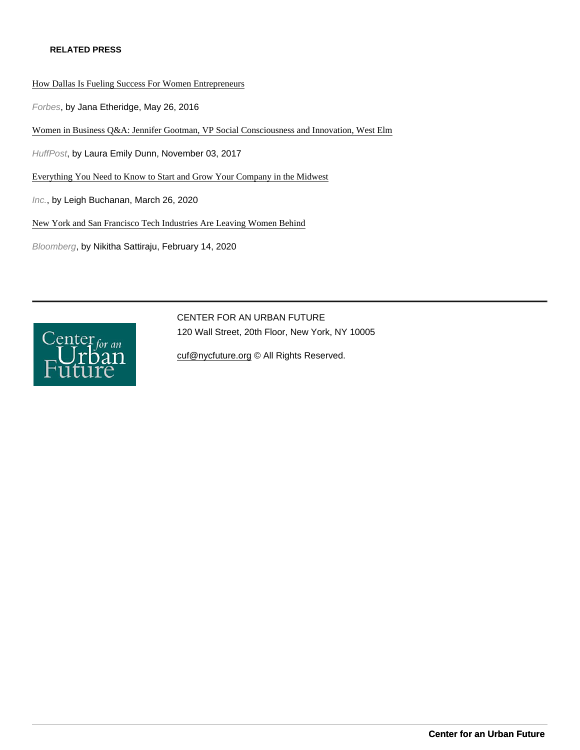**RELATED PRESS**

How Dallas Is Fueling Success For Women Entrepreneurs

*Forbes*, by Jana Etheridge, May 26, 2016

Women in Business Q&A: Jennifer Gootman, VP Social Consciousness and Innovation, West Elm

*HuffPost*, by Laura Emily Dunn, November 03, 2017

Everything You Need to Know to Start and Grow Your Company in the Midwest

*Inc.*, by Leigh Buchanan, March 26, 2020

New York and San Francisco Tech Industries Are Leaving Women Behind

*Bloomberg*, by Nikitha Sattiraju, February 14, 2020

---

CENTER FOR AN URBAN FUTURE
120 Wall Street, 20th Floor, New York, NY 10005

cuf@nycfuture.org © All Rights Reserved.